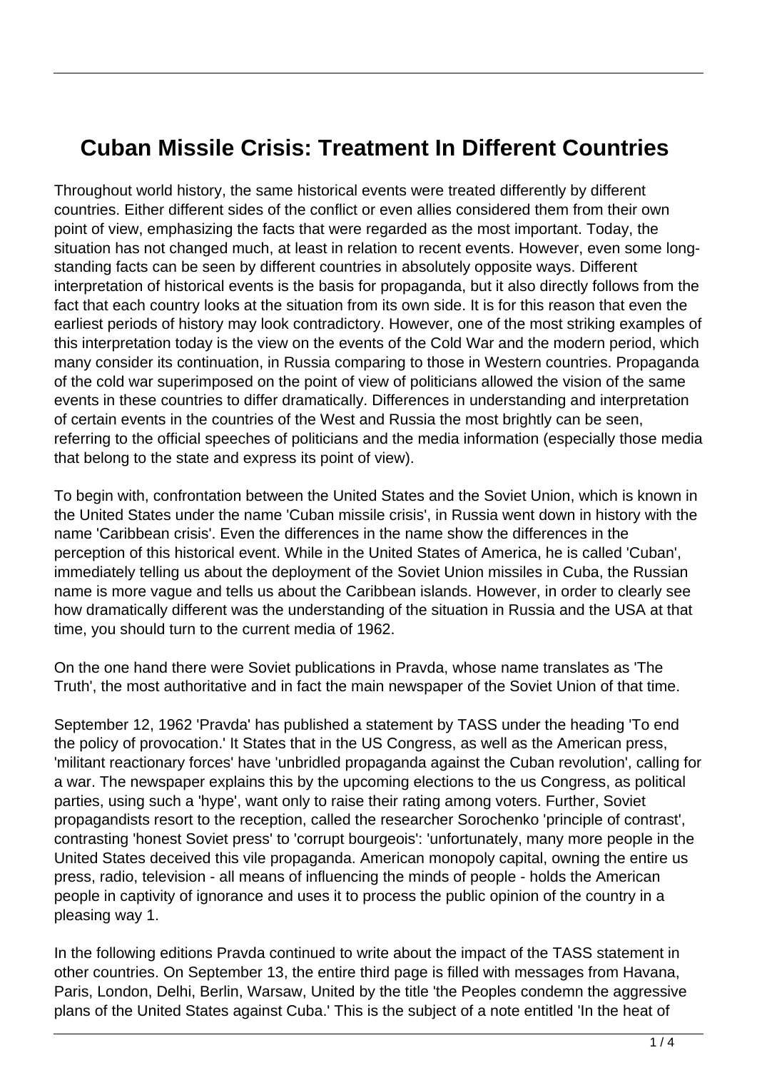# Cuban Missile Crisis: Treatment In Different Countries

Throughout world history, the same historical events were treated differently by different countries. Either different sides of the conflict or even allies considered them from their own point of view, emphasizing the facts that were regarded as the most important. Today, the situation has not changed much, at least in relation to recent events. However, even some long-standing facts can be seen by different countries in absolutely opposite ways. Different interpretation of historical events is the basis for propaganda, but it also directly follows from the fact that each country looks at the situation from its own side. It is for this reason that even the earliest periods of history may look contradictory. However, one of the most striking examples of this interpretation today is the view on the events of the Cold War and the modern period, which many consider its continuation, in Russia comparing to those in Western countries. Propaganda of the cold war superimposed on the point of view of politicians allowed the vision of the same events in these countries to differ dramatically. Differences in understanding and interpretation of certain events in the countries of the West and Russia the most brightly can be seen, referring to the official speeches of politicians and the media information (especially those media that belong to the state and express its point of view).

To begin with, confrontation between the United States and the Soviet Union, which is known in the United States under the name 'Cuban missile crisis', in Russia went down in history with the name 'Caribbean crisis'. Even the differences in the name show the differences in the perception of this historical event. While in the United States of America, he is called 'Cuban', immediately telling us about the deployment of the Soviet Union missiles in Cuba, the Russian name is more vague and tells us about the Caribbean islands. However, in order to clearly see how dramatically different was the understanding of the situation in Russia and the USA at that time, you should turn to the current media of 1962.

On the one hand there were Soviet publications in Pravda, whose name translates as 'The Truth', the most authoritative and in fact the main newspaper of the Soviet Union of that time.

September 12, 1962 'Pravda' has published a statement by TASS under the heading 'To end the policy of provocation.' It States that in the US Congress, as well as the American press, 'militant reactionary forces' have 'unbridled propaganda against the Cuban revolution', calling for a war. The newspaper explains this by the upcoming elections to the us Congress, as political parties, using such a 'hype', want only to raise their rating among voters. Further, Soviet propagandists resort to the reception, called the researcher Sorochenko 'principle of contrast', contrasting 'honest Soviet press' to 'corrupt bourgeois': 'unfortunately, many more people in the United States deceived this vile propaganda. American monopoly capital, owning the entire us press, radio, television - all means of influencing the minds of people - holds the American people in captivity of ignorance and uses it to process the public opinion of the country in a pleasing way 1.

In the following editions Pravda continued to write about the impact of the TASS statement in other countries. On September 13, the entire third page is filled with messages from Havana, Paris, London, Delhi, Berlin, Warsaw, United by the title 'the Peoples condemn the aggressive plans of the United States against Cuba.' This is the subject of a note entitled 'In the heat of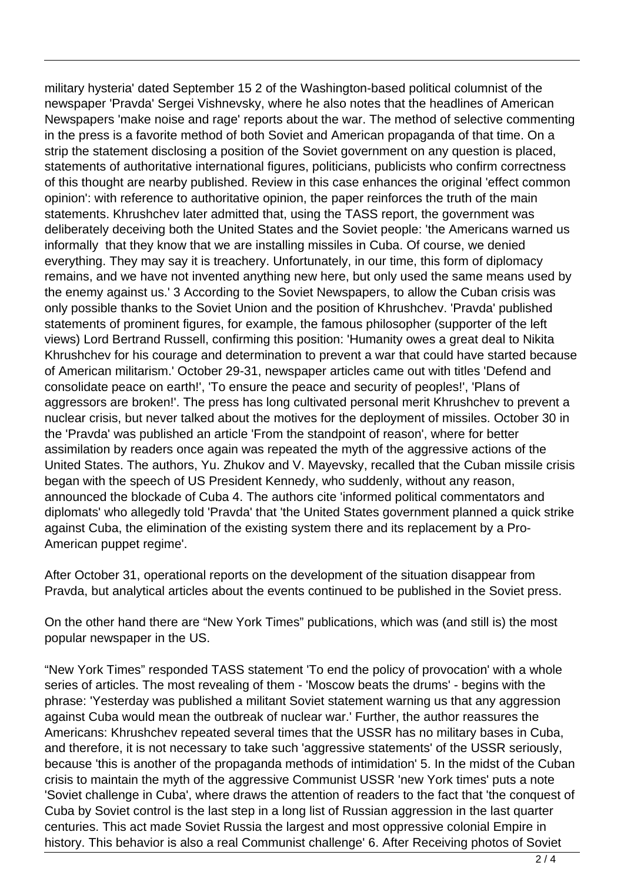military hysteria' dated September 15 [2] of the Washington-based political columnist of the newspaper 'Pravda' Sergei Vishnevsky, where he also notes that the headlines of American Newspapers 'make noise and rage' reports about the war. The method of selective commenting in the press is a favorite method of both Soviet and American propaganda of that time. On a strip the statement disclosing a position of the Soviet government on any question is placed, statements of authoritative international figures, politicians, publicists who confirm correctness of this thought are nearby published. Review in this case enhances the original 'effect common opinion': with reference to authoritative opinion, the paper reinforces the truth of the main statements. Khrushchev later admitted that, using the TASS report, the government was deliberately deceiving both the United States and the Soviet people: 'the Americans warned us informally that they know that we are installing missiles in Cuba. Of course, we denied everything. They may say it is treachery. Unfortunately, in our time, this form of diplomacy remains, and we have not invented anything new here, but only used the same means used by the enemy against us.' [3] According to the Soviet Newspapers, to allow the Cuban crisis was only possible thanks to the Soviet Union and the position of Khrushchev. 'Pravda' published statements of prominent figures, for example, the famous philosopher (supporter of the left views) Lord Bertrand Russell, confirming this position: 'Humanity owes a great deal to Nikita Khrushchev for his courage and determination to prevent a war that could have started because of American militarism.' October 29-31, newspaper articles came out with titles 'Defend and consolidate peace on earth!', 'To ensure the peace and security of peoples!', 'Plans of aggressors are broken!'. The press has long cultivated personal merit Khrushchev to prevent a nuclear crisis, but never talked about the motives for the deployment of missiles. October 30 in the 'Pravda' was published an article 'From the standpoint of reason', where for better assimilation by readers once again was repeated the myth of the aggressive actions of the United States. The authors, Yu. Zhukov and V. Mayevsky, recalled that the Cuban missile crisis began with the speech of US President Kennedy, who suddenly, without any reason, announced the blockade of Cuba [4]. The authors cite 'informed political commentators and diplomats' who allegedly told 'Pravda' that 'the United States government planned a quick strike against Cuba, the elimination of the existing system there and its replacement by a Pro-American puppet regime'.

After October 31, operational reports on the development of the situation disappear from Pravda, but analytical articles about the events continued to be published in the Soviet press.

On the other hand there are "New York Times" publications, which was (and still is) the most popular newspaper in the US.

"New York Times" responded TASS statement 'To end the policy of provocation' with a whole series of articles. The most revealing of them - 'Moscow beats the drums' - begins with the phrase: 'Yesterday was published a militant Soviet statement warning us that any aggression against Cuba would mean the outbreak of nuclear war.' Further, the author reassures the Americans: Khrushchev repeated several times that the USSR has no military bases in Cuba, and therefore, it is not necessary to take such 'aggressive statements' of the USSR seriously, because 'this is another of the propaganda methods of intimidation' [5]. In the midst of the Cuban crisis to maintain the myth of the aggressive Communist USSR 'new York times' puts a note 'Soviet challenge in Cuba', where draws the attention of readers to the fact that 'the conquest of Cuba by Soviet control is the last step in a long list of Russian aggression in the last quarter centuries. This act made Soviet Russia the largest and most oppressive colonial Empire in history. This behavior is also a real Communist challenge' [6]. After Receiving photos of Soviet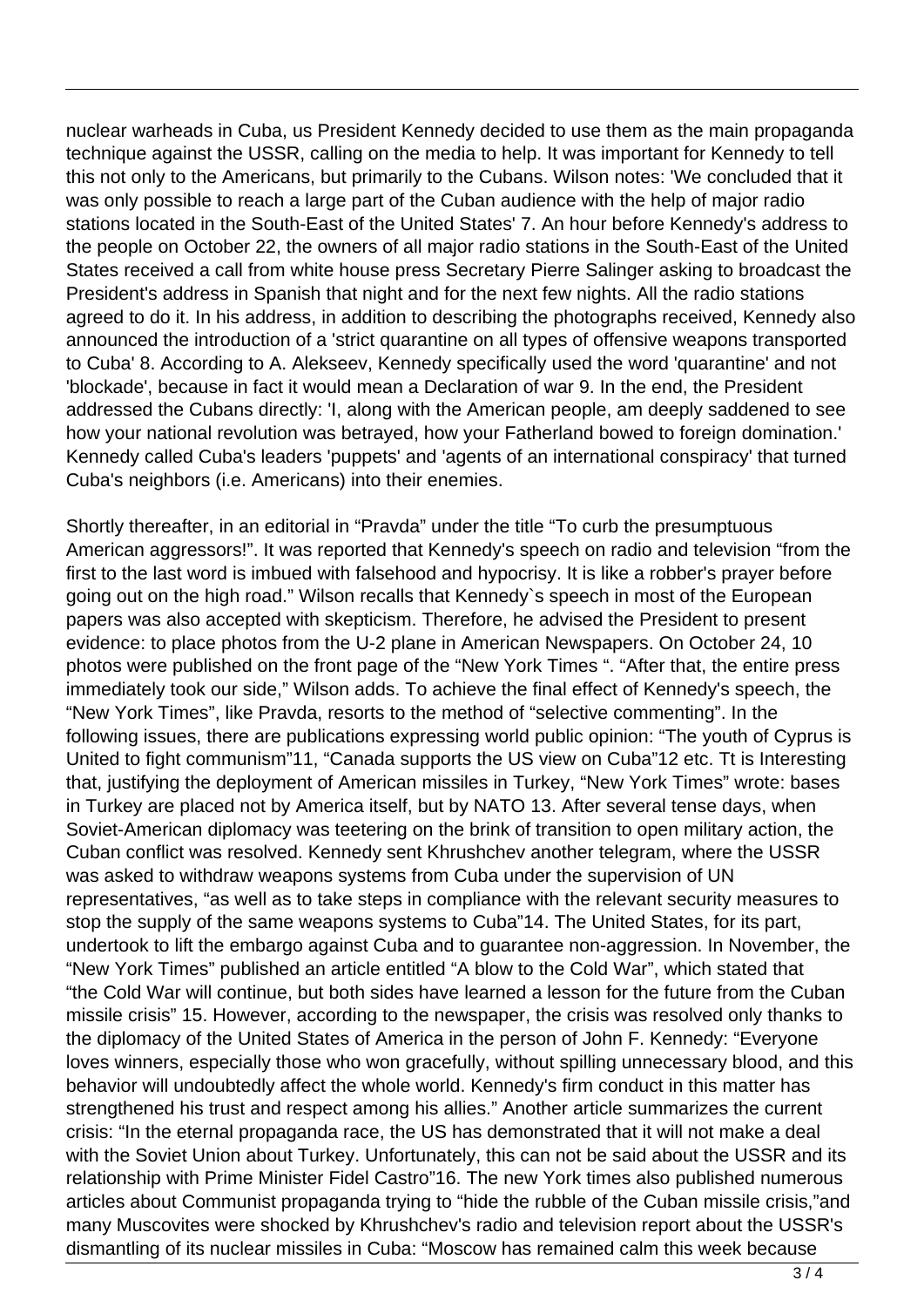nuclear warheads in Cuba, us President Kennedy decided to use them as the main propaganda technique against the USSR, calling on the media to help. It was important for Kennedy to tell this not only to the Americans, but primarily to the Cubans. Wilson notes: 'We concluded that it was only possible to reach a large part of the Cuban audience with the help of major radio stations located in the South-East of the United States' 7. An hour before Kennedy's address to the people on October 22, the owners of all major radio stations in the South-East of the United States received a call from white house press Secretary Pierre Salinger asking to broadcast the President's address in Spanish that night and for the next few nights. All the radio stations agreed to do it. In his address, in addition to describing the photographs received, Kennedy also announced the introduction of a 'strict quarantine on all types of offensive weapons transported to Cuba' 8. According to A. Alekseev, Kennedy specifically used the word 'quarantine' and not 'blockade', because in fact it would mean a Declaration of war 9. In the end, the President addressed the Cubans directly: 'I, along with the American people, am deeply saddened to see how your national revolution was betrayed, how your Fatherland bowed to foreign domination.' Kennedy called Cuba's leaders 'puppets' and 'agents of an international conspiracy' that turned Cuba's neighbors (i.e. Americans) into their enemies.

Shortly thereafter, in an editorial in "Pravda" under the title "To curb the presumptuous American aggressors!". It was reported that Kennedy's speech on radio and television "from the first to the last word is imbued with falsehood and hypocrisy. It is like a robber's prayer before going out on the high road." Wilson recalls that Kennedy`s speech in most of the European papers was also accepted with skepticism. Therefore, he advised the President to present evidence: to place photos from the U-2 plane in American Newspapers. On October 24, 10 photos were published on the front page of the "New York Times ". "After that, the entire press immediately took our side," Wilson adds. To achieve the final effect of Kennedy's speech, the "New York Times", like Pravda, resorts to the method of "selective commenting". In the following issues, there are publications expressing world public opinion: "The youth of Cyprus is United to fight communism"11, "Canada supports the US view on Cuba"12 etc. Tt is Interesting that, justifying the deployment of American missiles in Turkey, "New York Times" wrote: bases in Turkey are placed not by America itself, but by NATO 13. After several tense days, when Soviet-American diplomacy was teetering on the brink of transition to open military action, the Cuban conflict was resolved. Kennedy sent Khrushchev another telegram, where the USSR was asked to withdraw weapons systems from Cuba under the supervision of UN representatives, "as well as to take steps in compliance with the relevant security measures to stop the supply of the same weapons systems to Cuba"14. The United States, for its part, undertook to lift the embargo against Cuba and to guarantee non-aggression. In November, the "New York Times" published an article entitled "A blow to the Cold War", which stated that "the Cold War will continue, but both sides have learned a lesson for the future from the Cuban missile crisis" 15. However, according to the newspaper, the crisis was resolved only thanks to the diplomacy of the United States of America in the person of John F. Kennedy: "Everyone loves winners, especially those who won gracefully, without spilling unnecessary blood, and this behavior will undoubtedly affect the whole world. Kennedy's firm conduct in this matter has strengthened his trust and respect among his allies." Another article summarizes the current crisis: "In the eternal propaganda race, the US has demonstrated that it will not make a deal with the Soviet Union about Turkey. Unfortunately, this can not be said about the USSR and its relationship with Prime Minister Fidel Castro"16. The new York times also published numerous articles about Communist propaganda trying to "hide the rubble of the Cuban missile crisis,"and many Muscovites were shocked by Khrushchev's radio and television report about the USSR's dismantling of its nuclear missiles in Cuba: "Moscow has remained calm this week because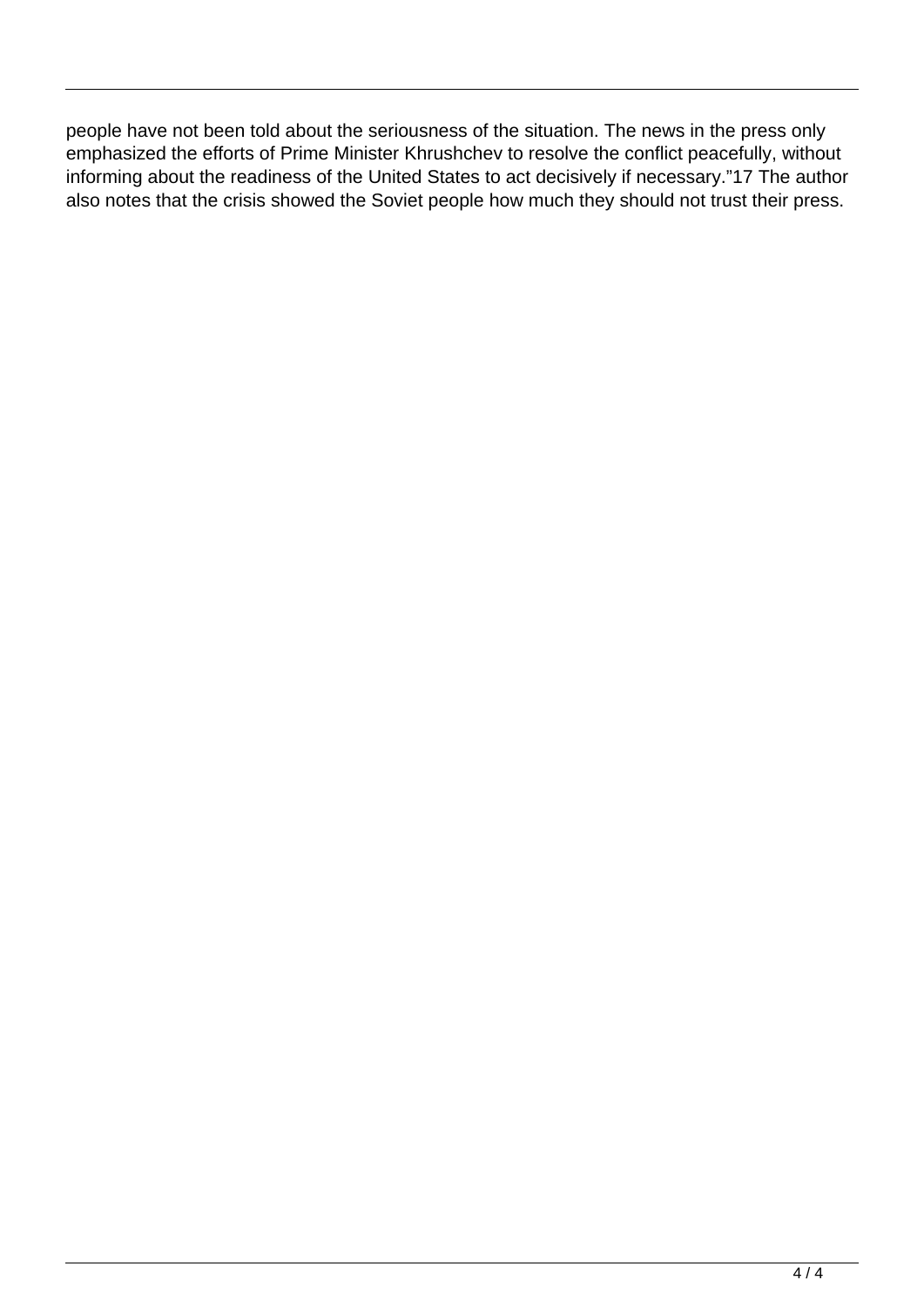people have not been told about the seriousness of the situation. The news in the press only emphasized the efforts of Prime Minister Khrushchev to resolve the conflict peacefully, without informing about the readiness of the United States to act decisively if necessary."[17] The author also notes that the crisis showed the Soviet people how much they should not trust their press.